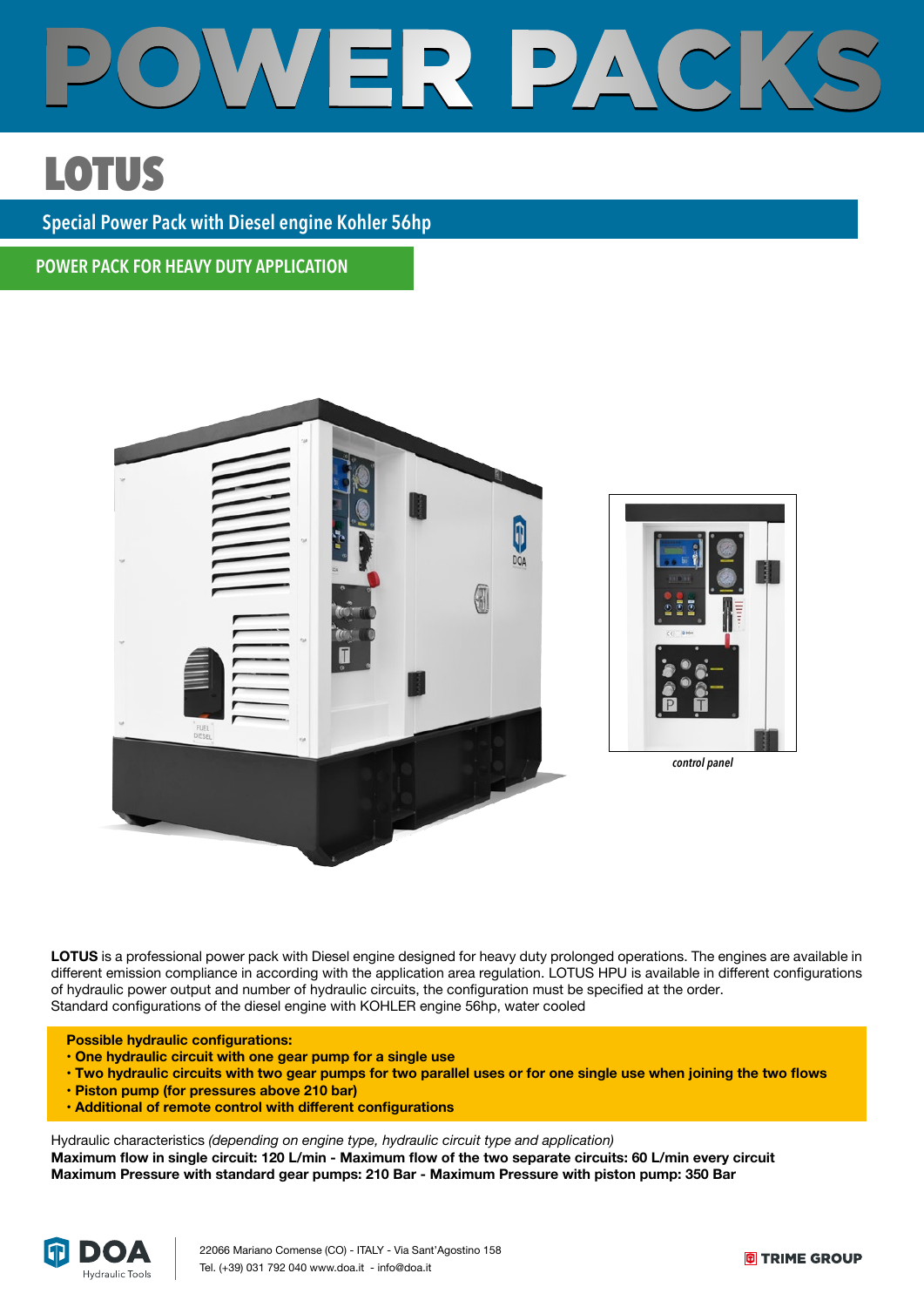# POWER PACKS

## LOTUS

### Special Power Pack with Diesel engine Kohler 56hp

**POWER PACK FOR HEAVY DUTY APPLICATION**

*control panel*

**LOTUS** is a professional power pack with Diesel engine designed for heavy duty prolonged operations. The engines are available in different emission compliance in according with the application area regulation. LOTUS HPU is available in different configurations of hydraulic power output and number of hydraulic circuits, the configuration must be specified at the order.
Standard configurations of the diesel engine with KOHLER engine 56hp, water cooled

**Possible hydraulic configurations:**
- **One hydraulic circuit with one gear pump for a single use**
- **Two hydraulic circuits with two gear pumps for two parallel uses or for one single use when joining the two flows**
- **Piston pump (for pressures above 210 bar)**
- **Additional of remote control with different configurations**

Hydraulic characteristics *(depending on engine type, hydraulic circuit type and application)*
**Maximum flow in single circuit: 120 L/min - Maximum flow of the two separate circuits: 60 L/min every circuit**
**Maximum Pressure with standard gear pumps: 210 Bar - Maximum Pressure with piston pump: 350 Bar**

DOA Hydraulic Tools
22066 Mariano Comense (CO) - ITALY - Via Sant'Agostino 158
Tel. (+39) 031 792 040 www.doa.it - info@doa.it

TRIME GROUP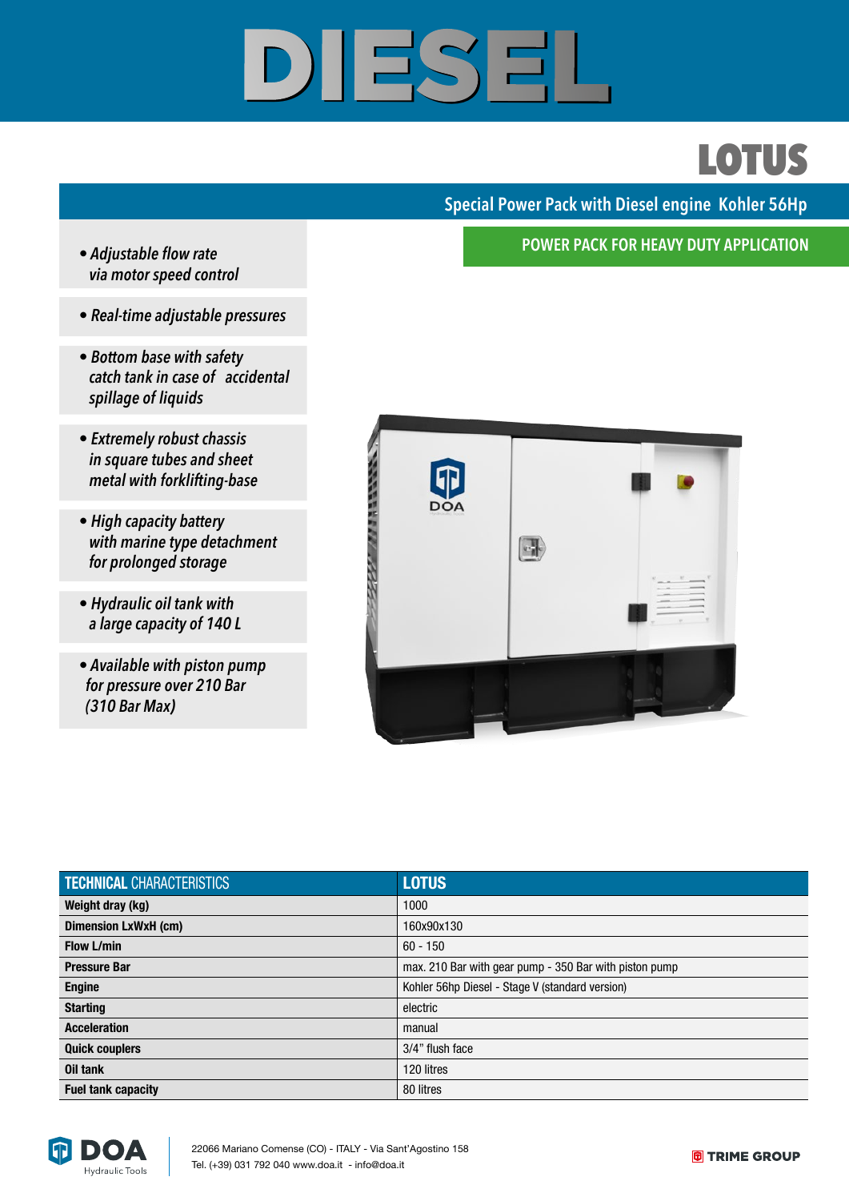# DIESEL

## LOTUS

### Special Power Pack with Diesel engine Kohler 56Hp

**POWER PACK FOR HEAVY DUTY APPLICATION**

- *Adjustable flow rate via motor speed control*
- *Real-time adjustable pressures*
- *Bottom base with safety catch tank in case of accidental spillage of liquids*
- *Extremely robust chassis in square tubes and sheet metal with forklifting-base*
- *High capacity battery with marine type detachment for prolonged storage*
- *Hydraulic oil tank with a large capacity of 140 L*
- *Available with piston pump for pressure over 210 Bar (310 Bar Max)*

| **TECHNICAL** CHARACTERISTICS | **LOTUS** |
|---|---|
| **Weight dray (kg)** | 1000 |
| **Dimension LxWxH (cm)** | 160x90x130 |
| **Flow L/min** | 60 - 150 |
| **Pressure Bar** | max. 210 Bar with gear pump - 350 Bar with piston pump |
| **Engine** | Kohler 56hp Diesel - Stage V (standard version) |
| **Starting** | electric |
| **Acceleration** | manual |
| **Quick couplers** | 3/4" flush face |
| **Oil tank** | 120 litres |
| **Fuel tank capacity** | 80 litres |

DOA Hydraulic Tools

22066 Mariano Comense (CO) - ITALY - Via Sant'Agostino 158
Tel. (+39) 031 792 040 www.doa.it - info@doa.it

TRIME GROUP